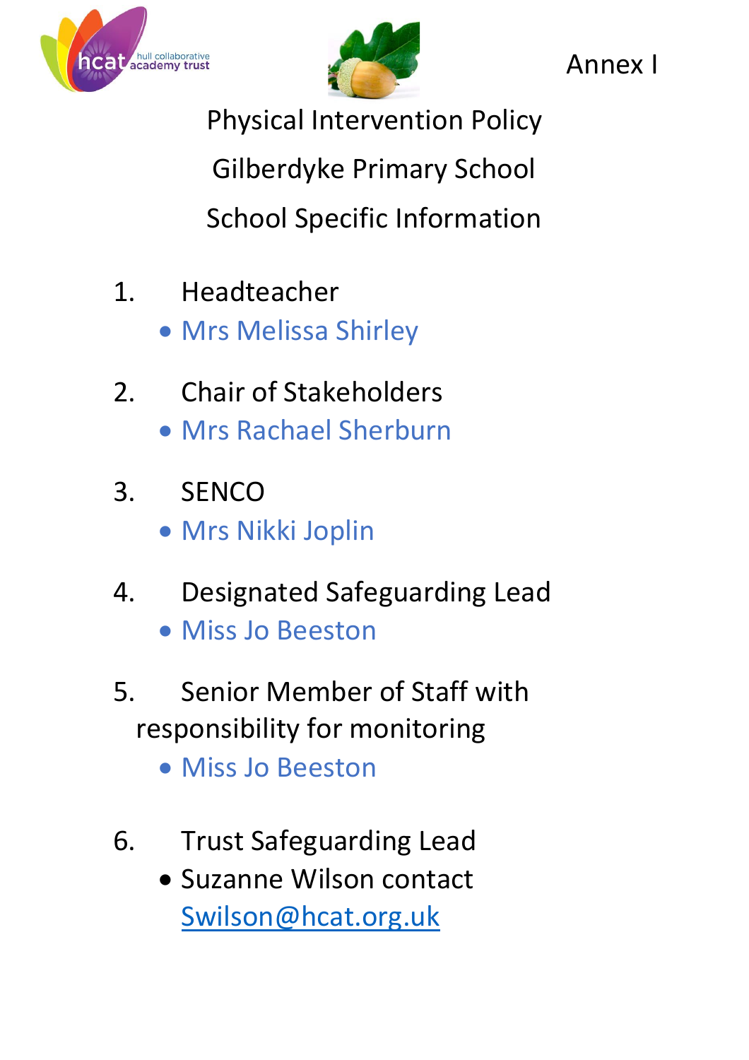Annex I

# Physical Intervention Policy

# Gilberdyke Primary School

## School Specific Information

1. Headteacher
    - Mrs Melissa Shirley

2. Chair of Stakeholders
    - Mrs Rachael Sherburn

3. SENCO
    - Mrs Nikki Joplin

4. Designated Safeguarding Lead
    - Miss Jo Beeston

5. Senior Member of Staff with responsibility for monitoring
    - Miss Jo Beeston

6. Trust Safeguarding Lead
    - Suzanne Wilson contact Swilson@hcat.org.uk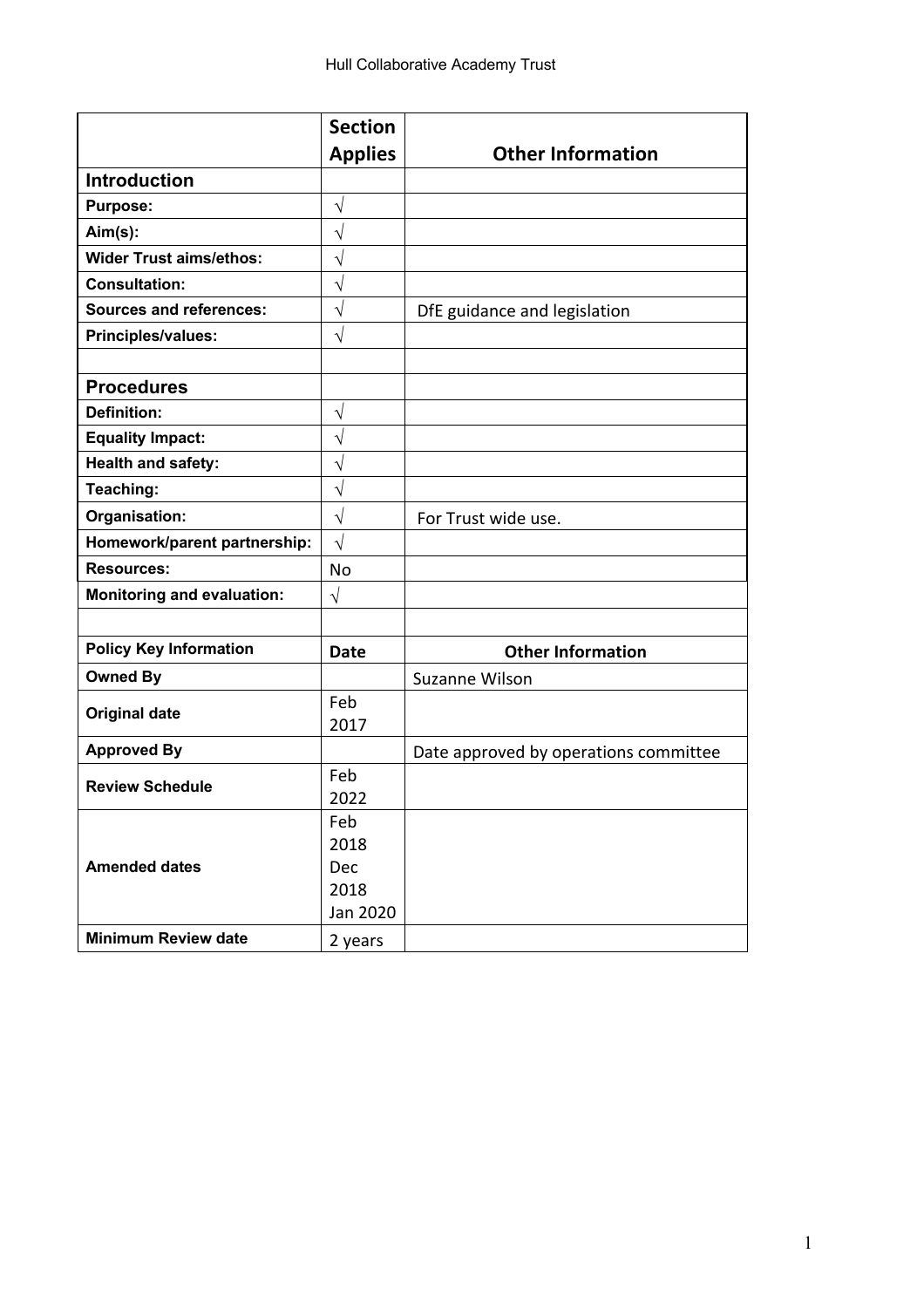| | Section Applies | Other Information |
|---|---|---|
| **Introduction** | | |
| **Purpose:** | √ | |
| **Aim(s):** | √ | |
| **Wider Trust aims/ethos:** | √ | |
| **Consultation:** | √ | |
| **Sources and references:** | √ | DfE guidance and legislation |
| **Principles/values:** | √ | |
| | | |
| **Procedures** | | |
| **Definition:** | √ | |
| **Equality Impact:** | √ | |
| **Health and safety:** | √ | |
| **Teaching:** | √ | |
| **Organisation:** | √ | For Trust wide use. |
| **Homework/parent partnership:** | √ | |
| **Resources:** | No | |
| **Monitoring and evaluation:** | √ | |
| | | |
| **Policy Key Information** | **Date** | **Other Information** |
| **Owned By** | | Suzanne Wilson |
| **Original date** | Feb 2017 | |
| **Approved By** | | Date approved by operations committee |
| **Review Schedule** | Feb 2022 | |
| **Amended dates** | Feb 2018 Dec 2018 Jan 2020 | |
| **Minimum Review date** | 2 years | |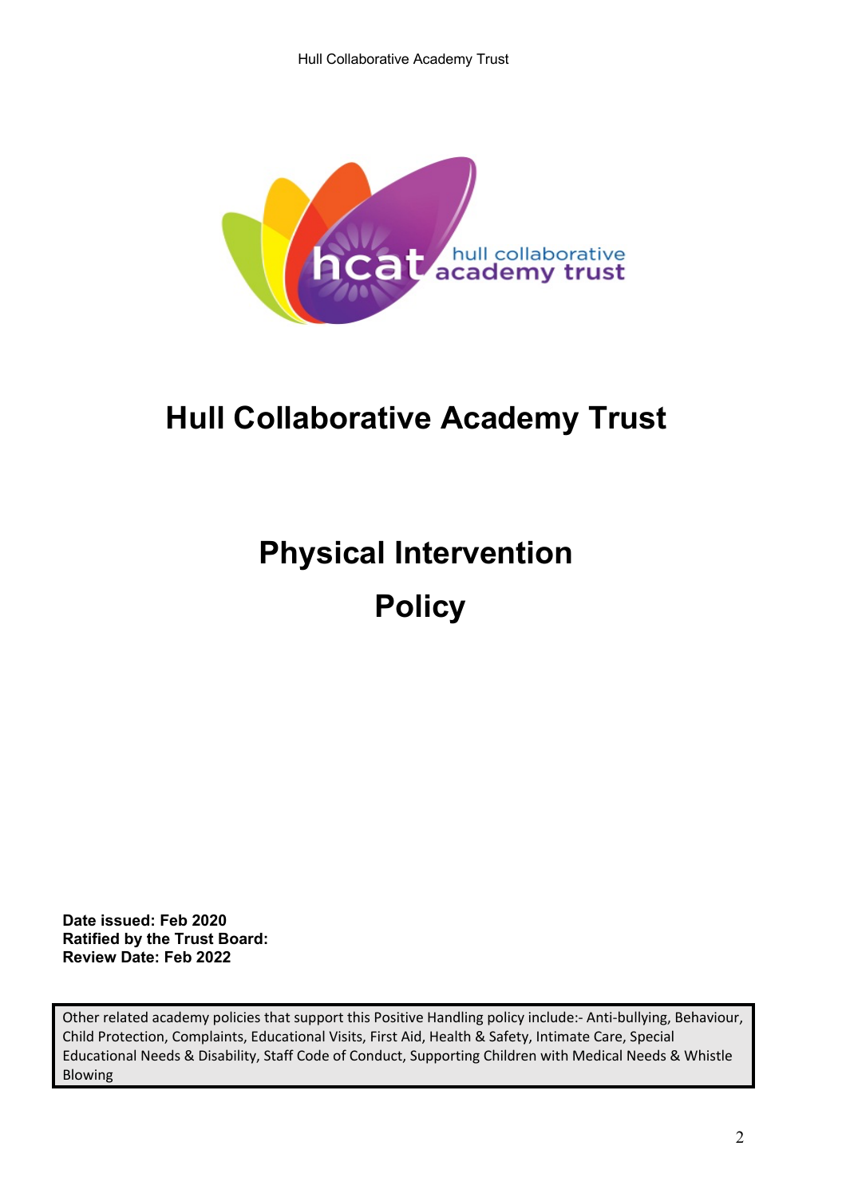# Hull Collaborative Academy Trust

# Physical Intervention

# Policy

**Date issued: Feb 2020**
**Ratified by the Trust Board:**
**Review Date: Feb 2022**

Other related academy policies that support this Positive Handling policy include:- Anti-bullying, Behaviour, Child Protection, Complaints, Educational Visits, First Aid, Health & Safety, Intimate Care, Special Educational Needs & Disability, Staff Code of Conduct, Supporting Children with Medical Needs & Whistle Blowing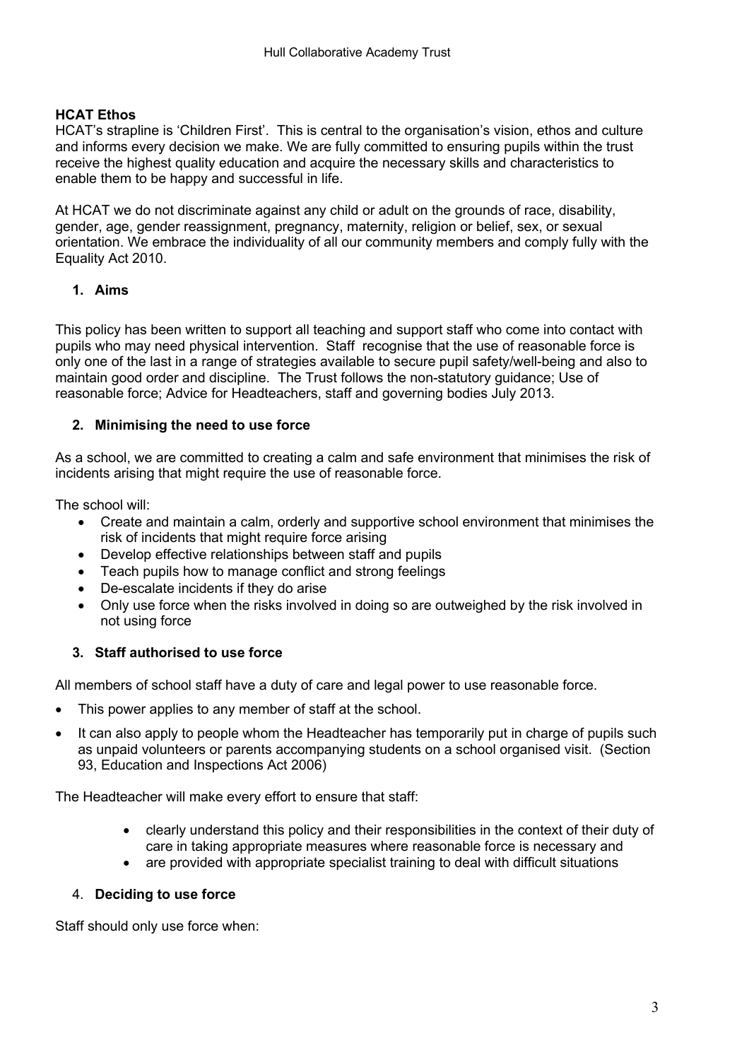**HCAT Ethos**

HCAT's strapline is 'Children First'. This is central to the organisation's vision, ethos and culture and informs every decision we make. We are fully committed to ensuring pupils within the trust receive the highest quality education and acquire the necessary skills and characteristics to enable them to be happy and successful in life.

At HCAT we do not discriminate against any child or adult on the grounds of race, disability, gender, age, gender reassignment, pregnancy, maternity, religion or belief, sex, or sexual orientation. We embrace the individuality of all our community members and comply fully with the Equality Act 2010.

## 1. Aims

This policy has been written to support all teaching and support staff who come into contact with pupils who may need physical intervention. Staff recognise that the use of reasonable force is only one of the last in a range of strategies available to secure pupil safety/well-being and also to maintain good order and discipline. The Trust follows the non-statutory guidance; Use of reasonable force; Advice for Headteachers, staff and governing bodies July 2013.

## 2. Minimising the need to use force

As a school, we are committed to creating a calm and safe environment that minimises the risk of incidents arising that might require the use of reasonable force.

The school will:

- Create and maintain a calm, orderly and supportive school environment that minimises the risk of incidents that might require force arising
- Develop effective relationships between staff and pupils
- Teach pupils how to manage conflict and strong feelings
- De-escalate incidents if they do arise
- Only use force when the risks involved in doing so are outweighed by the risk involved in not using force

## 3. Staff authorised to use force

All members of school staff have a duty of care and legal power to use reasonable force.

- This power applies to any member of staff at the school.
- It can also apply to people whom the Headteacher has temporarily put in charge of pupils such as unpaid volunteers or parents accompanying students on a school organised visit. (Section 93, Education and Inspections Act 2006)

The Headteacher will make every effort to ensure that staff:

- clearly understand this policy and their responsibilities in the context of their duty of care in taking appropriate measures where reasonable force is necessary and
- are provided with appropriate specialist training to deal with difficult situations

## 4. Deciding to use force

Staff should only use force when: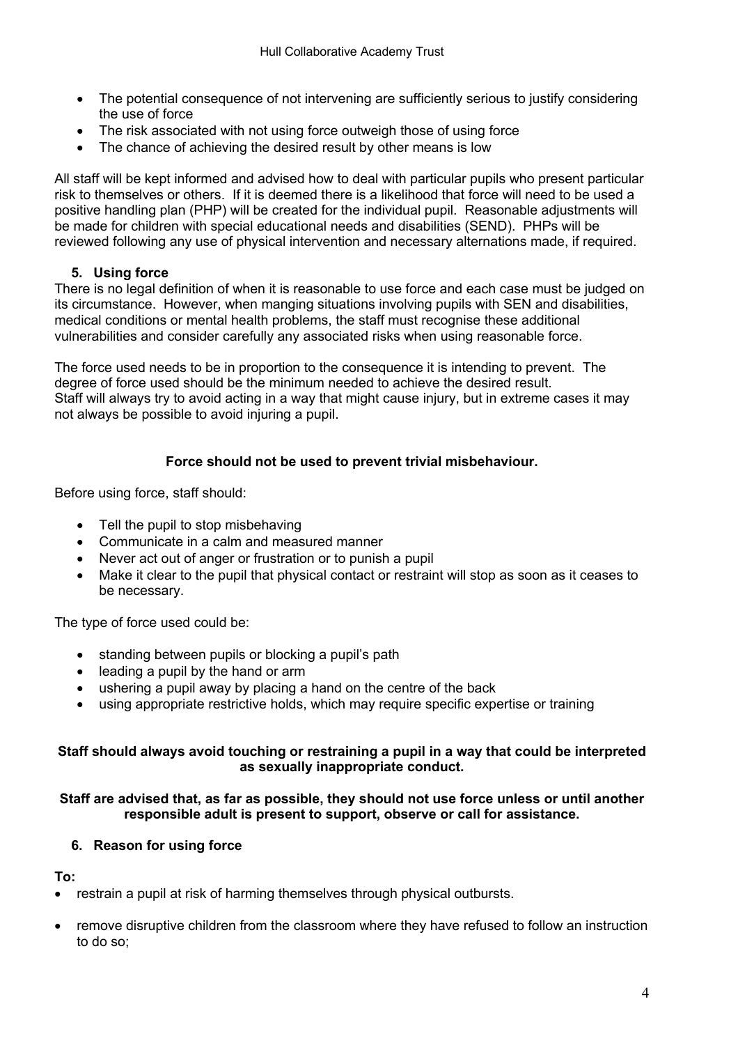- The potential consequence of not intervening are sufficiently serious to justify considering the use of force
- The risk associated with not using force outweigh those of using force
- The chance of achieving the desired result by other means is low

All staff will be kept informed and advised how to deal with particular pupils who present particular risk to themselves or others. If it is deemed there is a likelihood that force will need to be used a positive handling plan (PHP) will be created for the individual pupil. Reasonable adjustments will be made for children with special educational needs and disabilities (SEND). PHPs will be reviewed following any use of physical intervention and necessary alternations made, if required.

### 5. Using force

There is no legal definition of when it is reasonable to use force and each case must be judged on its circumstance. However, when manging situations involving pupils with SEN and disabilities, medical conditions or mental health problems, the staff must recognise these additional vulnerabilities and consider carefully any associated risks when using reasonable force.

The force used needs to be in proportion to the consequence it is intending to prevent. The degree of force used should be the minimum needed to achieve the desired result. Staff will always try to avoid acting in a way that might cause injury, but in extreme cases it may not always be possible to avoid injuring a pupil.

**Force should not be used to prevent trivial misbehaviour.**

Before using force, staff should:

- Tell the pupil to stop misbehaving
- Communicate in a calm and measured manner
- Never act out of anger or frustration or to punish a pupil
- Make it clear to the pupil that physical contact or restraint will stop as soon as it ceases to be necessary.

The type of force used could be:

- standing between pupils or blocking a pupil's path
- leading a pupil by the hand or arm
- ushering a pupil away by placing a hand on the centre of the back
- using appropriate restrictive holds, which may require specific expertise or training

**Staff should always avoid touching or restraining a pupil in a way that could be interpreted as sexually inappropriate conduct.**

**Staff are advised that, as far as possible, they should not use force unless or until another responsible adult is present to support, observe or call for assistance.**

### 6. Reason for using force

**To:**

- restrain a pupil at risk of harming themselves through physical outbursts.
- remove disruptive children from the classroom where they have refused to follow an instruction to do so;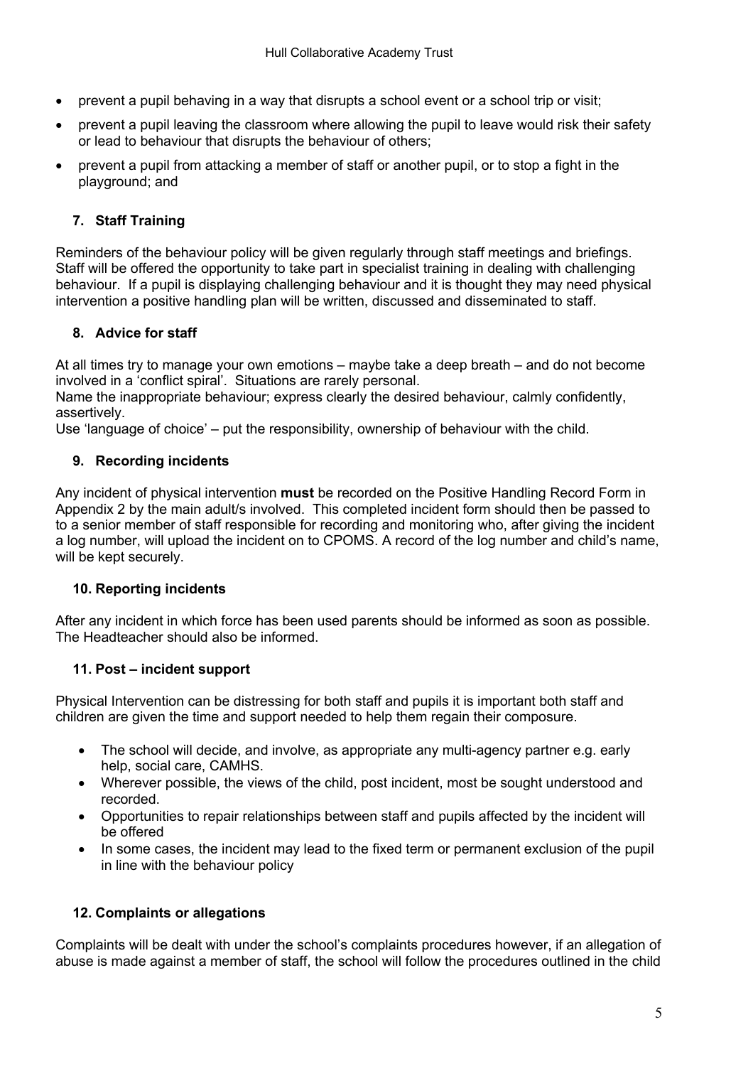- prevent a pupil behaving in a way that disrupts a school event or a school trip or visit;
- prevent a pupil leaving the classroom where allowing the pupil to leave would risk their safety or lead to behaviour that disrupts the behaviour of others;
- prevent a pupil from attacking a member of staff or another pupil, or to stop a fight in the playground; and

## 7. Staff Training

Reminders of the behaviour policy will be given regularly through staff meetings and briefings. Staff will be offered the opportunity to take part in specialist training in dealing with challenging behaviour. If a pupil is displaying challenging behaviour and it is thought they may need physical intervention a positive handling plan will be written, discussed and disseminated to staff.

## 8. Advice for staff

At all times try to manage your own emotions – maybe take a deep breath – and do not become involved in a 'conflict spiral'. Situations are rarely personal.
Name the inappropriate behaviour; express clearly the desired behaviour, calmly confidently, assertively.
Use 'language of choice' – put the responsibility, ownership of behaviour with the child.

## 9. Recording incidents

Any incident of physical intervention **must** be recorded on the Positive Handling Record Form in Appendix 2 by the main adult/s involved. This completed incident form should then be passed to to a senior member of staff responsible for recording and monitoring who, after giving the incident a log number, will upload the incident on to CPOMS. A record of the log number and child's name, will be kept securely.

## 10. Reporting incidents

After any incident in which force has been used parents should be informed as soon as possible. The Headteacher should also be informed.

## 11. Post – incident support

Physical Intervention can be distressing for both staff and pupils it is important both staff and children are given the time and support needed to help them regain their composure.

- The school will decide, and involve, as appropriate any multi-agency partner e.g. early help, social care, CAMHS.
- Wherever possible, the views of the child, post incident, most be sought understood and recorded.
- Opportunities to repair relationships between staff and pupils affected by the incident will be offered
- In some cases, the incident may lead to the fixed term or permanent exclusion of the pupil in line with the behaviour policy

## 12. Complaints or allegations

Complaints will be dealt with under the school's complaints procedures however, if an allegation of abuse is made against a member of staff, the school will follow the procedures outlined in the child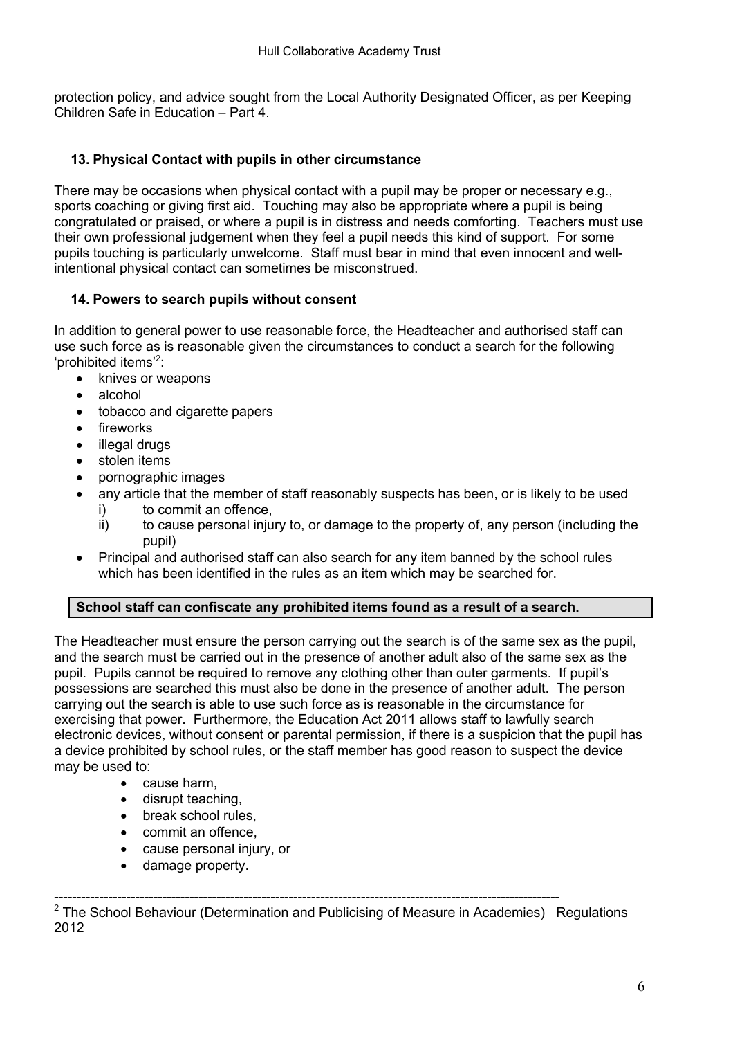protection policy, and advice sought from the Local Authority Designated Officer, as per Keeping Children Safe in Education – Part 4.

### 13. Physical Contact with pupils in other circumstance

There may be occasions when physical contact with a pupil may be proper or necessary e.g., sports coaching or giving first aid. Touching may also be appropriate where a pupil is being congratulated or praised, or where a pupil is in distress and needs comforting. Teachers must use their own professional judgement when they feel a pupil needs this kind of support. For some pupils touching is particularly unwelcome. Staff must bear in mind that even innocent and well-intentional physical contact can sometimes be misconstrued.

### 14. Powers to search pupils without consent

In addition to general power to use reasonable force, the Headteacher and authorised staff can use such force as is reasonable given the circumstances to conduct a search for the following 'prohibited items'[2]:

- knives or weapons
- alcohol
- tobacco and cigarette papers
- fireworks
- illegal drugs
- stolen items
- pornographic images
- any article that the member of staff reasonably suspects has been, or is likely to be used
  - i) to commit an offence,
  - ii) to cause personal injury to, or damage to the property of, any person (including the pupil)
- Principal and authorised staff can also search for any item banned by the school rules which has been identified in the rules as an item which may be searched for.

**School staff can confiscate any prohibited items found as a result of a search.**

The Headteacher must ensure the person carrying out the search is of the same sex as the pupil, and the search must be carried out in the presence of another adult also of the same sex as the pupil. Pupils cannot be required to remove any clothing other than outer garments. If pupil's possessions are searched this must also be done in the presence of another adult. The person carrying out the search is able to use such force as is reasonable in the circumstance for exercising that power. Furthermore, the Education Act 2011 allows staff to lawfully search electronic devices, without consent or parental permission, if there is a suspicion that the pupil has a device prohibited by school rules, or the staff member has good reason to suspect the device may be used to:

- cause harm,
- disrupt teaching,
- break school rules,
- commit an offence,
- cause personal injury, or
- damage property.

---

[2] The School Behaviour (Determination and Publicising of Measure in Academies) Regulations 2012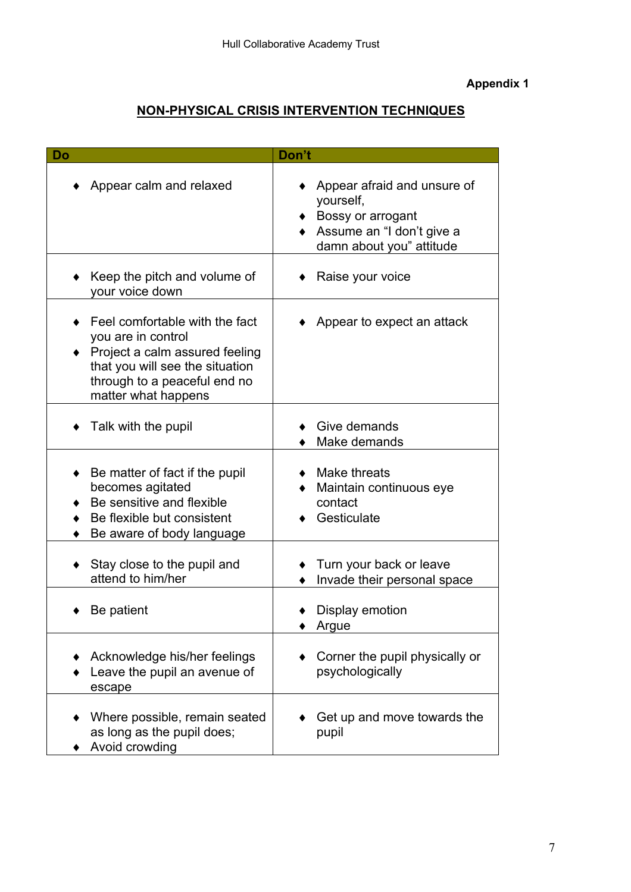**Appendix 1**

## NON-PHYSICAL CRISIS INTERVENTION TECHNIQUES

| Do | Don't |
|---|---|
| ♦ Appear calm and relaxed | ♦ Appear afraid and unsure of yourself,<br>♦ Bossy or arrogant<br>♦ Assume an "I don't give a damn about you" attitude |
| ♦ Keep the pitch and volume of your voice down | ♦ Raise your voice |
| ♦ Feel comfortable with the fact you are in control<br>♦ Project a calm assured feeling that you will see the situation through to a peaceful end no matter what happens | ♦ Appear to expect an attack |
| ♦ Talk with the pupil | ♦ Give demands<br>♦ Make demands |
| ♦ Be matter of fact if the pupil becomes agitated<br>♦ Be sensitive and flexible<br>♦ Be flexible but consistent<br>♦ Be aware of body language | ♦ Make threats<br>♦ Maintain continuous eye contact<br>♦ Gesticulate |
| ♦ Stay close to the pupil and attend to him/her | ♦ Turn your back or leave<br>♦ Invade their personal space |
| ♦ Be patient | ♦ Display emotion<br>♦ Argue |
| ♦ Acknowledge his/her feelings<br>♦ Leave the pupil an avenue of escape | ♦ Corner the pupil physically or psychologically |
| ♦ Where possible, remain seated as long as the pupil does;<br>♦ Avoid crowding | ♦ Get up and move towards the pupil |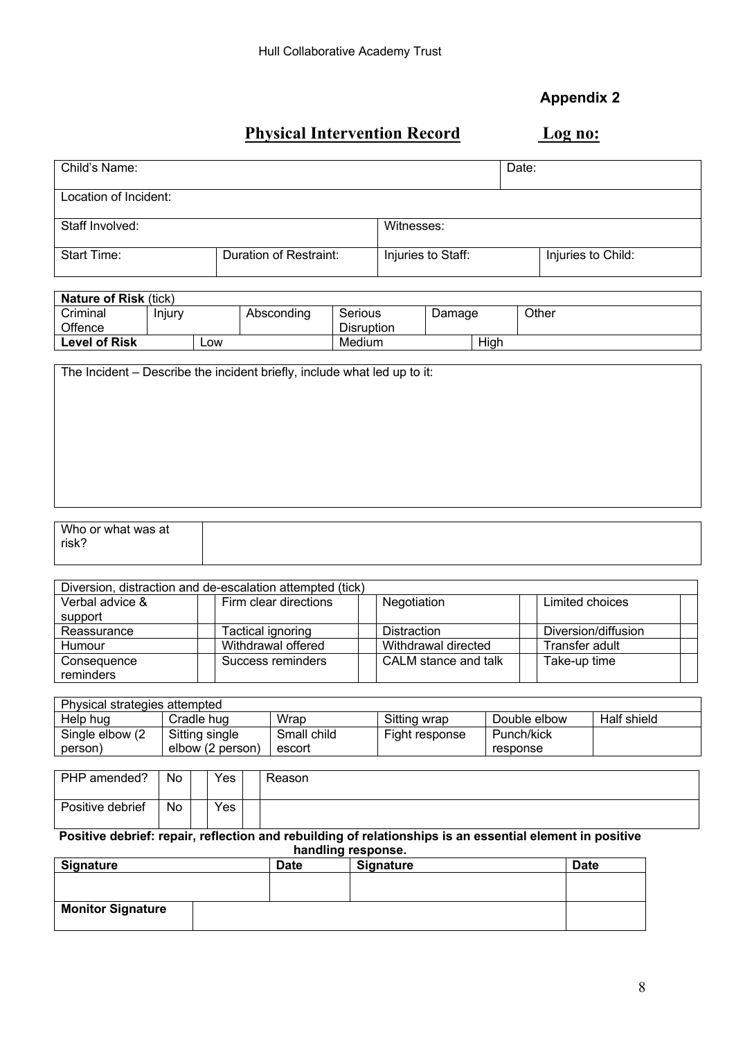Hull Collaborative Academy Trust

**Appendix 2**

## Physical Intervention Record — Log no:

| Child's Name: | | | Date: |
|---|---|---|---|
| Location of Incident: | | | |
| Staff Involved: | | Witnesses: | |
| Start Time: | Duration of Restraint: | Injuries to Staff: | Injuries to Child: |

| **Nature of Risk** (tick) | | | | | |
|---|---|---|---|---|---|
| Criminal Offence | Injury | Absconding | Serious Disruption | Damage | Other |
| **Level of Risk** | Low | | Medium | High | |

| The Incident – Describe the incident briefly, include what led up to it: |
|---|
| |

| Who or what was at risk? | |
|---|---|

| Diversion, distraction and de-escalation attempted (tick) | | | | | | | |
|---|---|---|---|---|---|---|---|
| Verbal advice & support | | Firm clear directions | | Negotiation | | Limited choices | |
| Reassurance | | Tactical ignoring | | Distraction | | Diversion/diffusion | |
| Humour | | Withdrawal offered | | Withdrawal directed | | Transfer adult | |
| Consequence reminders | | Success reminders | | CALM stance and talk | | Take-up time | |

| Physical strategies attempted | | | | | |
|---|---|---|---|---|---|
| Help hug | Cradle hug | Wrap | Sitting wrap | Double elbow | Half shield |
| Single elbow (2 person) | Sitting single elbow (2 person) | Small child escort | Fight response | Punch/kick response | |

| PHP amended? | No | | Yes | | Reason |
|---|---|---|---|---|---|
| Positive debrief | No | | Yes | | |

**Positive debrief: repair, reflection and rebuilding of relationships is an essential element in positive handling response.**

| **Signature** | **Date** | **Signature** | **Date** |
|---|---|---|---|
| | | | |
| **Monitor Signature** | | | |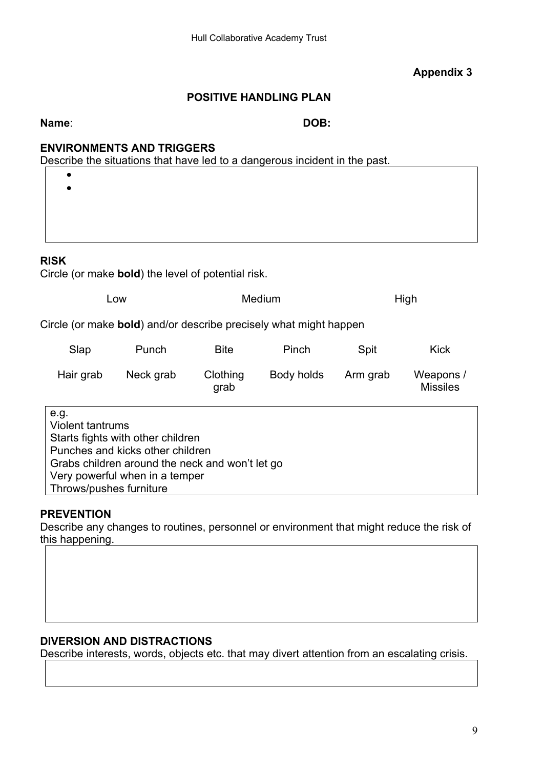**Appendix 3**

## POSITIVE HANDLING PLAN

**Name**: **DOB:**

### ENVIRONMENTS AND TRIGGERS

Describe the situations that have led to a dangerous incident in the past.

- 
- 

### RISK

Circle (or make **bold**) the level of potential risk.

| Low | Medium | High |
|---|---|---|

Circle (or make **bold**) and/or describe precisely what might happen

| Slap | Punch | Bite | Pinch | Spit | Kick |
|---|---|---|---|---|---|
| Hair grab | Neck grab | Clothing grab | Body holds | Arm grab | Weapons / Missiles |

e.g.
Violent tantrums
Starts fights with other children
Punches and kicks other children
Grabs children around the neck and won't let go
Very powerful when in a temper
Throws/pushes furniture

### PREVENTION

Describe any changes to routines, personnel or environment that might reduce the risk of this happening.

### DIVERSION AND DISTRACTIONS

Describe interests, words, objects etc. that may divert attention from an escalating crisis.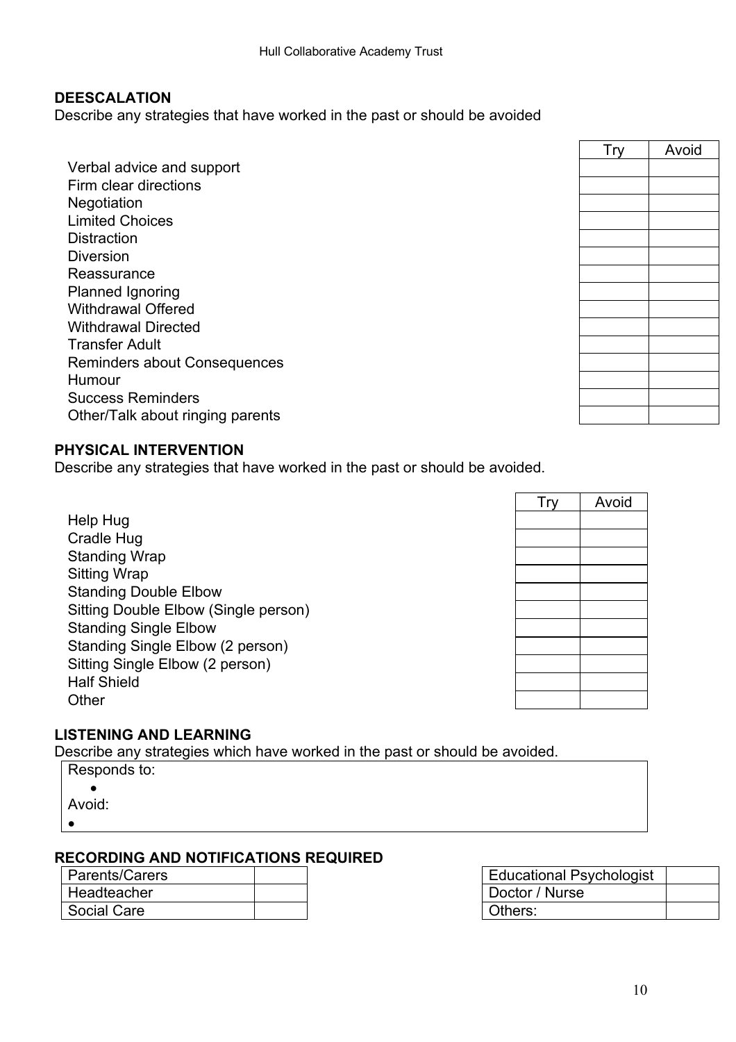## DEESCALATION

Describe any strategies that have worked in the past or should be avoided

| | Try | Avoid |
|---|---|---|
| Verbal advice and support | | |
| Firm clear directions | | |
| Negotiation | | |
| Limited Choices | | |
| Distraction | | |
| Diversion | | |
| Reassurance | | |
| Planned Ignoring | | |
| Withdrawal Offered | | |
| Withdrawal Directed | | |
| Transfer Adult | | |
| Reminders about Consequences | | |
| Humour | | |
| Success Reminders | | |
| Other/Talk about ringing parents | | |

## PHYSICAL INTERVENTION

Describe any strategies that have worked in the past or should be avoided.

| | Try | Avoid |
|---|---|---|
| Help Hug | | |
| Cradle Hug | | |
| Standing Wrap | | |
| Sitting Wrap | | |
| Standing Double Elbow | | |
| Sitting Double Elbow (Single person) | | |
| Standing Single Elbow | | |
| Standing Single Elbow (2 person) | | |
| Sitting Single Elbow (2 person) | | |
| Half Shield | | |
| Other | | |

## LISTENING AND LEARNING

Describe any strategies which have worked in the past or should be avoided.

Responds to:

- 

Avoid:

- 

## RECORDING AND NOTIFICATIONS REQUIRED

| | |
|---|---|
| Parents/Carers | |
| Headteacher | |
| Social Care | |

| | |
|---|---|
| Educational Psychologist | |
| Doctor / Nurse | |
| Others: | |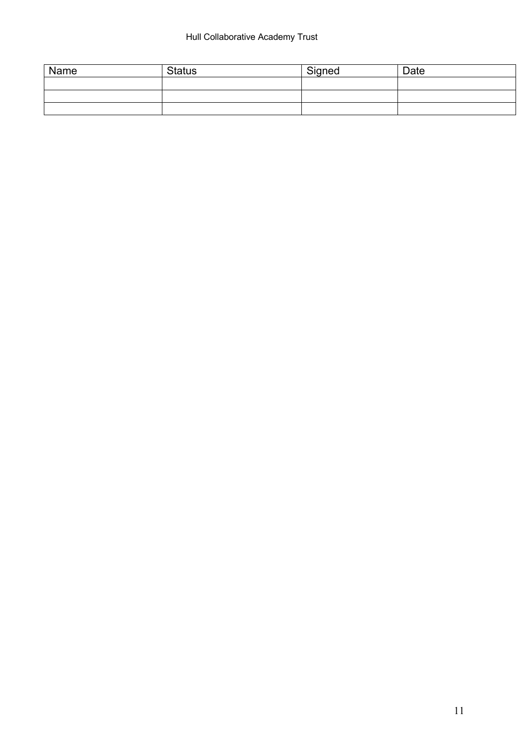| Name | Status | Signed | Date |
| --- | --- | --- | --- |
| | | | |
| | | | |
| | | | |